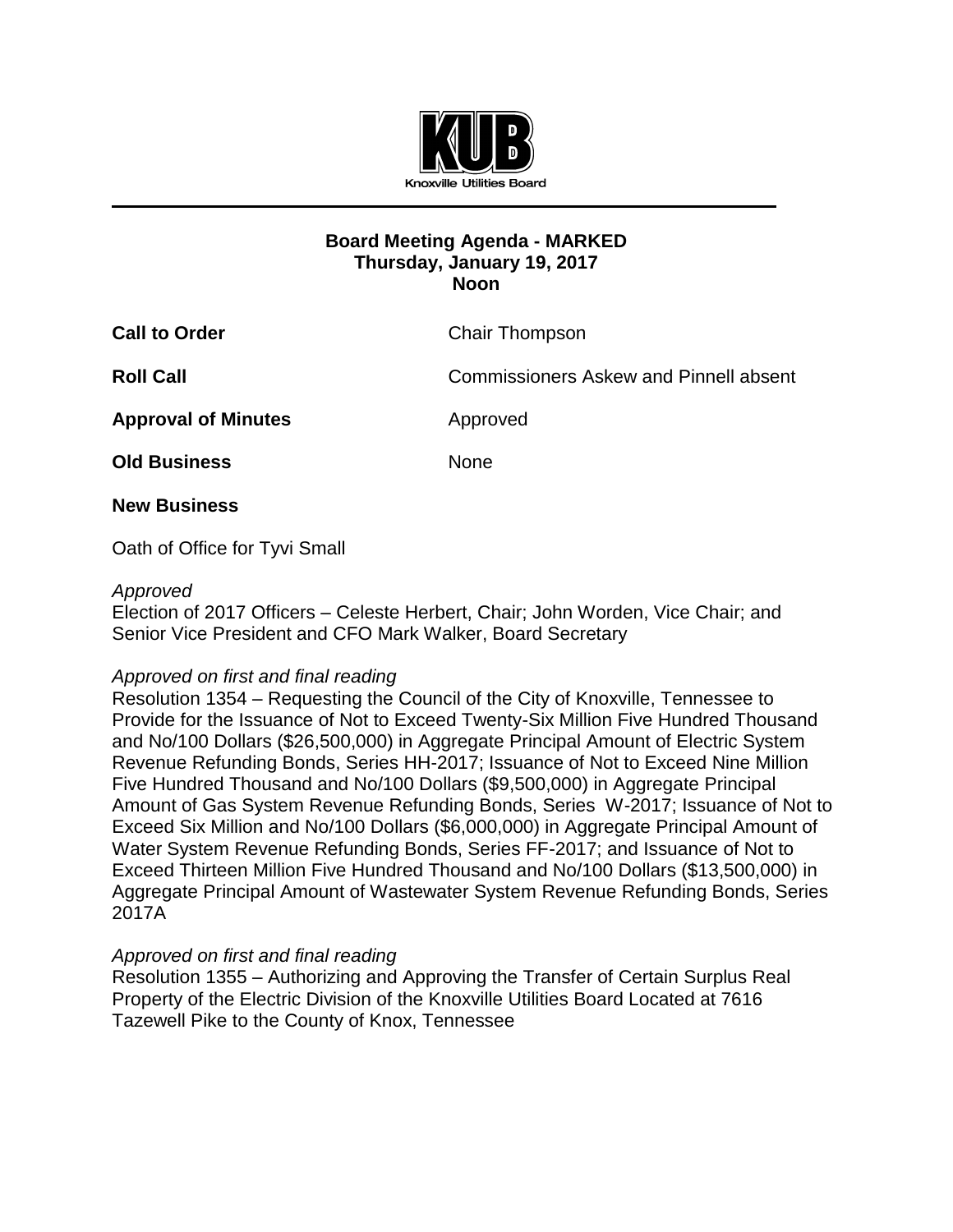Knoxville Utilities Board

**Board Meeting Agenda - MARKED**
**Thursday, January 19, 2017**
**Noon**

**Call to Order** Chair Thompson

**Roll Call** Commissioners Askew and Pinnell absent

**Approval of Minutes** Approved

**Old Business** None

**New Business**

Oath of Office for Tyvi Small

*Approved*
Election of 2017 Officers – Celeste Herbert, Chair; John Worden, Vice Chair; and Senior Vice President and CFO Mark Walker, Board Secretary

*Approved on first and final reading*
Resolution 1354 – Requesting the Council of the City of Knoxville, Tennessee to Provide for the Issuance of Not to Exceed Twenty-Six Million Five Hundred Thousand and No/100 Dollars ($26,500,000) in Aggregate Principal Amount of Electric System Revenue Refunding Bonds, Series HH-2017; Issuance of Not to Exceed Nine Million Five Hundred Thousand and No/100 Dollars ($9,500,000) in Aggregate Principal Amount of Gas System Revenue Refunding Bonds, Series W-2017; Issuance of Not to Exceed Six Million and No/100 Dollars ($6,000,000) in Aggregate Principal Amount of Water System Revenue Refunding Bonds, Series FF-2017; and Issuance of Not to Exceed Thirteen Million Five Hundred Thousand and No/100 Dollars ($13,500,000) in Aggregate Principal Amount of Wastewater System Revenue Refunding Bonds, Series 2017A

*Approved on first and final reading*
Resolution 1355 – Authorizing and Approving the Transfer of Certain Surplus Real Property of the Electric Division of the Knoxville Utilities Board Located at 7616 Tazewell Pike to the County of Knox, Tennessee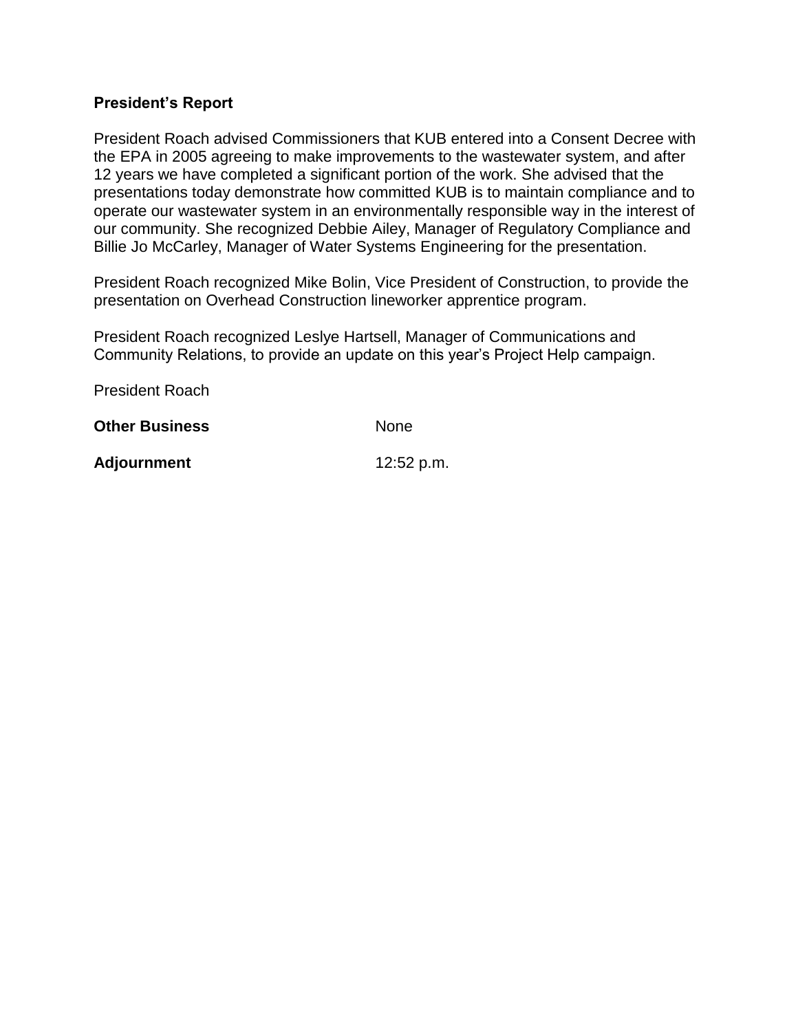**President's Report**

President Roach advised Commissioners that KUB entered into a Consent Decree with the EPA in 2005 agreeing to make improvements to the wastewater system, and after 12 years we have completed a significant portion of the work. She advised that the presentations today demonstrate how committed KUB is to maintain compliance and to operate our wastewater system in an environmentally responsible way in the interest of our community. She recognized Debbie Ailey, Manager of Regulatory Compliance and Billie Jo McCarley, Manager of Water Systems Engineering for the presentation.

President Roach recognized Mike Bolin, Vice President of Construction, to provide the presentation on Overhead Construction lineworker apprentice program.

President Roach recognized Leslye Hartsell, Manager of Communications and Community Relations, to provide an update on this year's Project Help campaign.

President Roach

**Other Business** None

**Adjournment** 12:52 p.m.